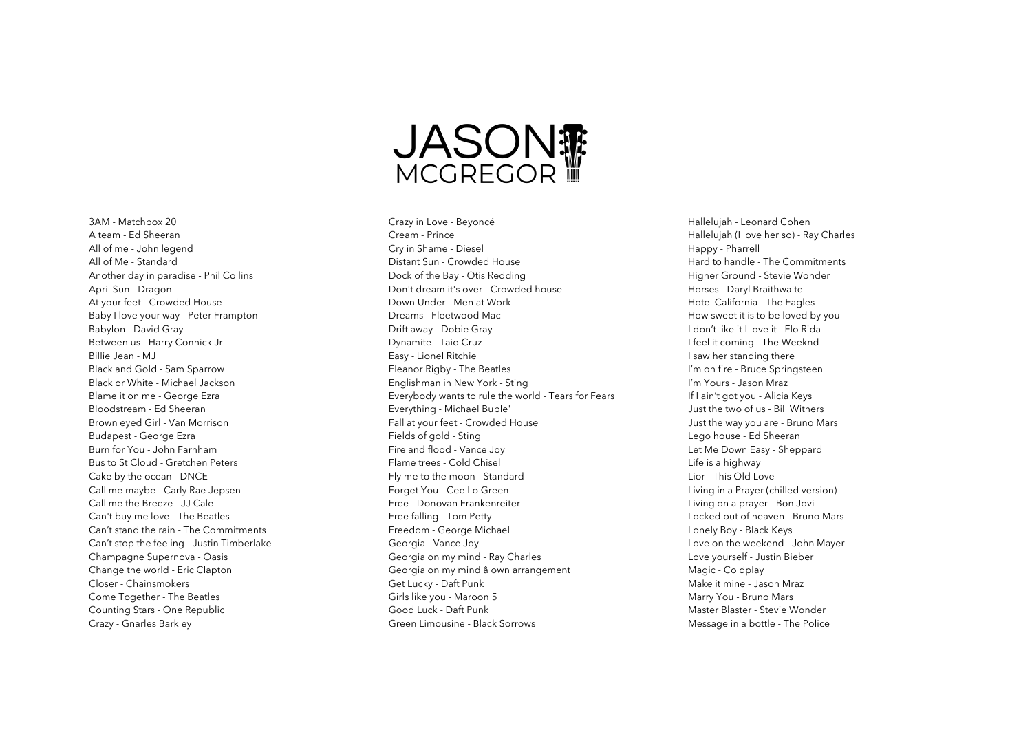# JASON MCGREGOR

3AM - Matchbox 20
A team - Ed Sheeran
All of me - John legend
All of Me - Standard
Another day in paradise - Phil Collins
April Sun - Dragon
At your feet - Crowded House
Baby I love your way - Peter Frampton
Babylon - David Gray
Between us - Harry Connick Jr
Billie Jean - MJ
Black and Gold - Sam Sparrow
Black or White - Michael Jackson
Blame it on me - George Ezra
Bloodstream - Ed Sheeran
Brown eyed Girl - Van Morrison
Budapest - George Ezra
Burn for You - John Farnham
Bus to St Cloud - Gretchen Peters
Cake by the ocean - DNCE
Call me maybe - Carly Rae Jepsen
Call me the Breeze - JJ Cale
Can't buy me love - The Beatles
Can't stand the rain - The Commitments
Can't stop the feeling - Justin Timberlake
Champagne Supernova - Oasis
Change the world - Eric Clapton
Closer - Chainsmokers
Come Together - The Beatles
Counting Stars - One Republic
Crazy - Gnarles Barkley
Crazy in Love - Beyoncé
Cream - Prince
Cry in Shame - Diesel
Distant Sun - Crowded House
Dock of the Bay - Otis Redding
Don't dream it's over - Crowded house
Down Under - Men at Work
Dreams - Fleetwood Mac
Drift away - Dobie Gray
Dynamite - Taio Cruz
Easy - Lionel Ritchie
Eleanor Rigby - The Beatles
Englishman in New York - Sting
Everybody wants to rule the world - Tears for Fears
Everything - Michael Buble'
Fall at your feet - Crowded House
Fields of gold - Sting
Fire and flood - Vance Joy
Flame trees - Cold Chisel
Fly me to the moon - Standard
Forget You - Cee Lo Green
Free - Donovan Frankenreiter
Free falling - Tom Petty
Freedom - George Michael
Georgia - Vance Joy
Georgia on my mind - Ray Charles
Georgia on my mind â own arrangement
Get Lucky - Daft Punk
Girls like you - Maroon 5
Good Luck - Daft Punk
Green Limousine - Black Sorrows
Hallelujah - Leonard Cohen
Hallelujah (I love her so) - Ray Charles
Happy - Pharrell
Hard to handle - The Commitments
Higher Ground - Stevie Wonder
Horses - Daryl Braithwaite
Hotel California - The Eagles
How sweet it is to be loved by you
I don't like it I love it - Flo Rida
I feel it coming - The Weeknd
I saw her standing there
I'm on fire - Bruce Springsteen
I'm Yours - Jason Mraz
If I ain't got you - Alicia Keys
Just the two of us - Bill Withers
Just the way you are - Bruno Mars
Lego house - Ed Sheeran
Let Me Down Easy - Sheppard
Life is a highway
Lior - This Old Love
Living in a Prayer (chilled version)
Living on a prayer - Bon Jovi
Locked out of heaven - Bruno Mars
Lonely Boy - Black Keys
Love on the weekend - John Mayer
Love yourself - Justin Bieber
Magic - Coldplay
Make it mine - Jason Mraz
Marry You - Bruno Mars
Master Blaster - Stevie Wonder
Message in a bottle - The Police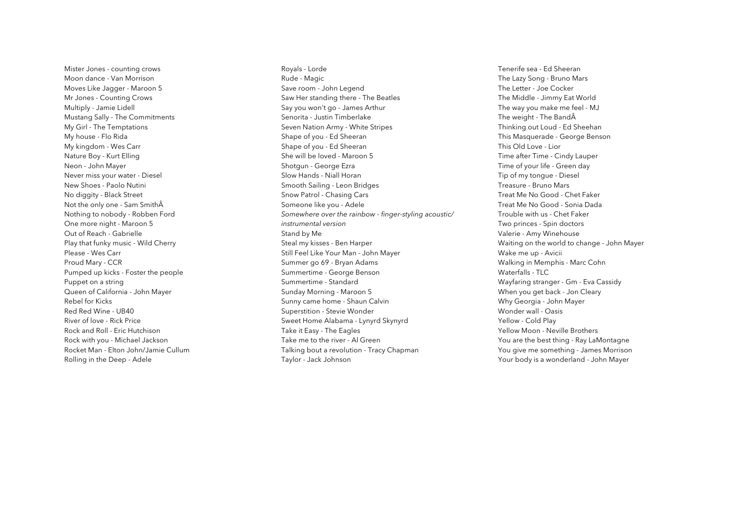Mister Jones - counting crows
Moon dance - Van Morrison
Moves Like Jagger - Maroon 5
Mr Jones - Counting Crows
Multiply - Jamie Lidell
Mustang Sally - The Commitments
My Girl - The Temptations
My house - Flo Rida
My kingdom - Wes Carr
Nature Boy - Kurt Elling
Neon - John Mayer
Never miss your water - Diesel
New Shoes - Paolo Nutini
No diggity - Black Street
Not the only one - Sam SmithÂ
Nothing to nobody - Robben Ford
One more night - Maroon 5
Out of Reach - Gabrielle
Play that funky music - Wild Cherry
Please - Wes Carr
Proud Mary - CCR
Pumped up kicks - Foster the people
Puppet on a string
Queen of California - John Mayer
Rebel for Kicks
Red Red Wine - UB40
River of love - Rick Price
Rock and Roll - Eric Hutchison
Rock with you - Michael Jackson
Rocket Man - Elton John/Jamie Cullum
Rolling in the Deep - Adele

Royals - Lorde
Rude - Magic
Save room - John Legend
Saw Her standing there - The Beatles
Say you won't go - James Arthur
Senorita - Justin Timberlake
Seven Nation Army - White Stripes
Shape of you - Ed Sheeran
Shape of you - Ed Sheeran
She will be loved - Maroon 5
Shotgun - George Ezra
Slow Hands - Niall Horan
Smooth Sailing - Leon Bridges
Snow Patrol - Chasing Cars
Someone like you - Adele
*Somewhere over the rainbow - finger-styling acoustic/ instrumental version*
Stand by Me
Steal my kisses - Ben Harper
Still Feel Like Your Man - John Mayer
Summer go 69 - Bryan Adams
Summertime - George Benson
Summertime - Standard
Sunday Morning - Maroon 5
Sunny came home - Shaun Calvin
Superstition - Stevie Wonder
Sweet Home Alabama - Lynyrd Skynyrd
Take it Easy - The Eagles
Take me to the river - Al Green
Talking bout a revolution - Tracy Chapman
Taylor - Jack Johnson

Tenerife sea - Ed Sheeran
The Lazy Song - Bruno Mars
The Letter - Joe Cocker
The Middle - Jimmy Eat World
The way you make me feel - MJ
The weight - The BandÂ
Thinking out Loud - Ed Sheehan
This Masquerade - George Benson
This Old Love - Lior
Time after Time - Cindy Lauper
Time of your life - Green day
Tip of my tongue - Diesel
Treasure - Bruno Mars
Treat Me No Good - Chet Faker
Treat Me No Good - Sonia Dada
Trouble with us - Chet Faker
Two princes - Spin doctors
Valerie - Amy Winehouse
Waiting on the world to change - John Mayer
Wake me up - Avicii
Walking in Memphis - Marc Cohn
Waterfalls - TLC
Wayfaring stranger - Gm - Eva Cassidy
When you get back - Jon Cleary
Why Georgia - John Mayer
Wonder wall - Oasis
Yellow - Cold Play
Yellow Moon - Neville Brothers
You are the best thing - Ray LaMontagne
You give me something - James Morrison
Your body is a wonderland - John Mayer